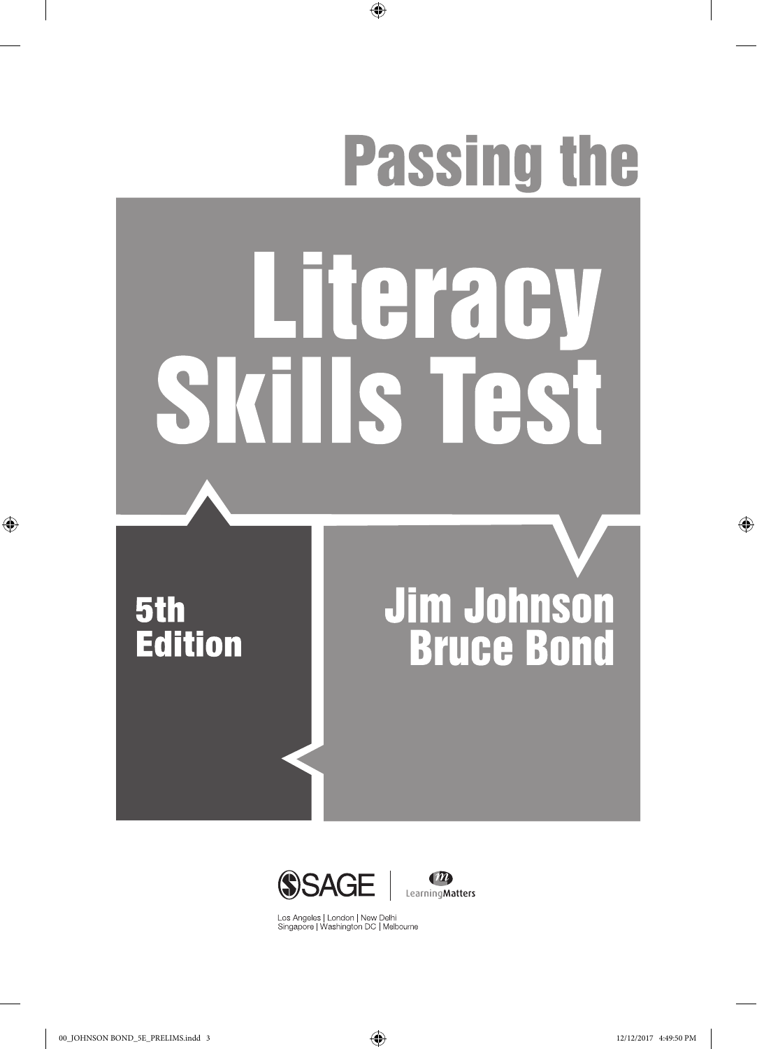# Passing the Literacy Skills Test

5th Edition

Jim Johnson
Bruce Bond

SAGE | Learning Matters

Los Angeles | London | New Delhi
Singapore | Washington DC | Melbourne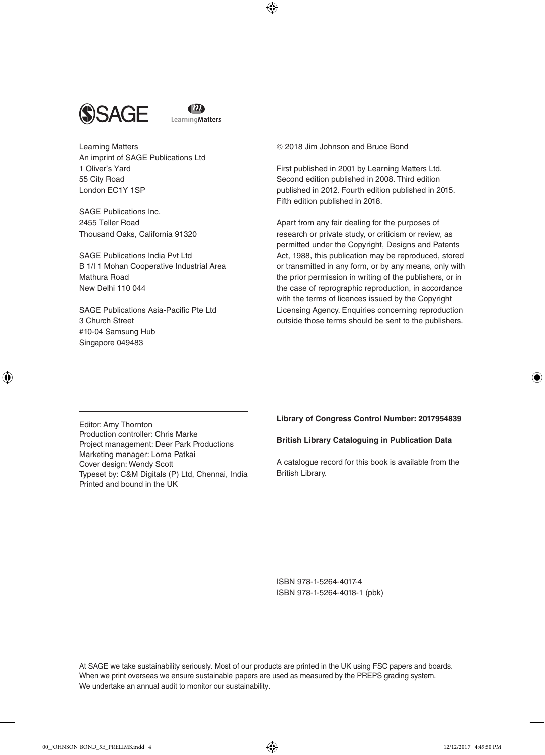Learning Matters
An imprint of SAGE Publications Ltd
1 Oliver's Yard
55 City Road
London EC1Y 1SP

SAGE Publications Inc.
2455 Teller Road
Thousand Oaks, California 91320

SAGE Publications India Pvt Ltd
B 1/I 1 Mohan Cooperative Industrial Area
Mathura Road
New Delhi 110 044

SAGE Publications Asia-Pacific Pte Ltd
3 Church Street
#10-04 Samsung Hub
Singapore 049483

Editor: Amy Thornton
Production controller: Chris Marke
Project management: Deer Park Productions
Marketing manager: Lorna Patkai
Cover design: Wendy Scott
Typeset by: C&M Digitals (P) Ltd, Chennai, India
Printed and bound in the UK

© 2018 Jim Johnson and Bruce Bond

First published in 2001 by Learning Matters Ltd. Second edition published in 2008. Third edition published in 2012. Fourth edition published in 2015. Fifth edition published in 2018.

Apart from any fair dealing for the purposes of research or private study, or criticism or review, as permitted under the Copyright, Designs and Patents Act, 1988, this publication may be reproduced, stored or transmitted in any form, or by any means, only with the prior permission in writing of the publishers, or in the case of reprographic reproduction, in accordance with the terms of licences issued by the Copyright Licensing Agency. Enquiries concerning reproduction outside those terms should be sent to the publishers.

**Library of Congress Control Number: 2017954839**

**British Library Cataloguing in Publication Data**

A catalogue record for this book is available from the British Library.

ISBN 978-1-5264-4017-4
ISBN 978-1-5264-4018-1 (pbk)

At SAGE we take sustainability seriously. Most of our products are printed in the UK using FSC papers and boards. When we print overseas we ensure sustainable papers are used as measured by the PREPS grading system. We undertake an annual audit to monitor our sustainability.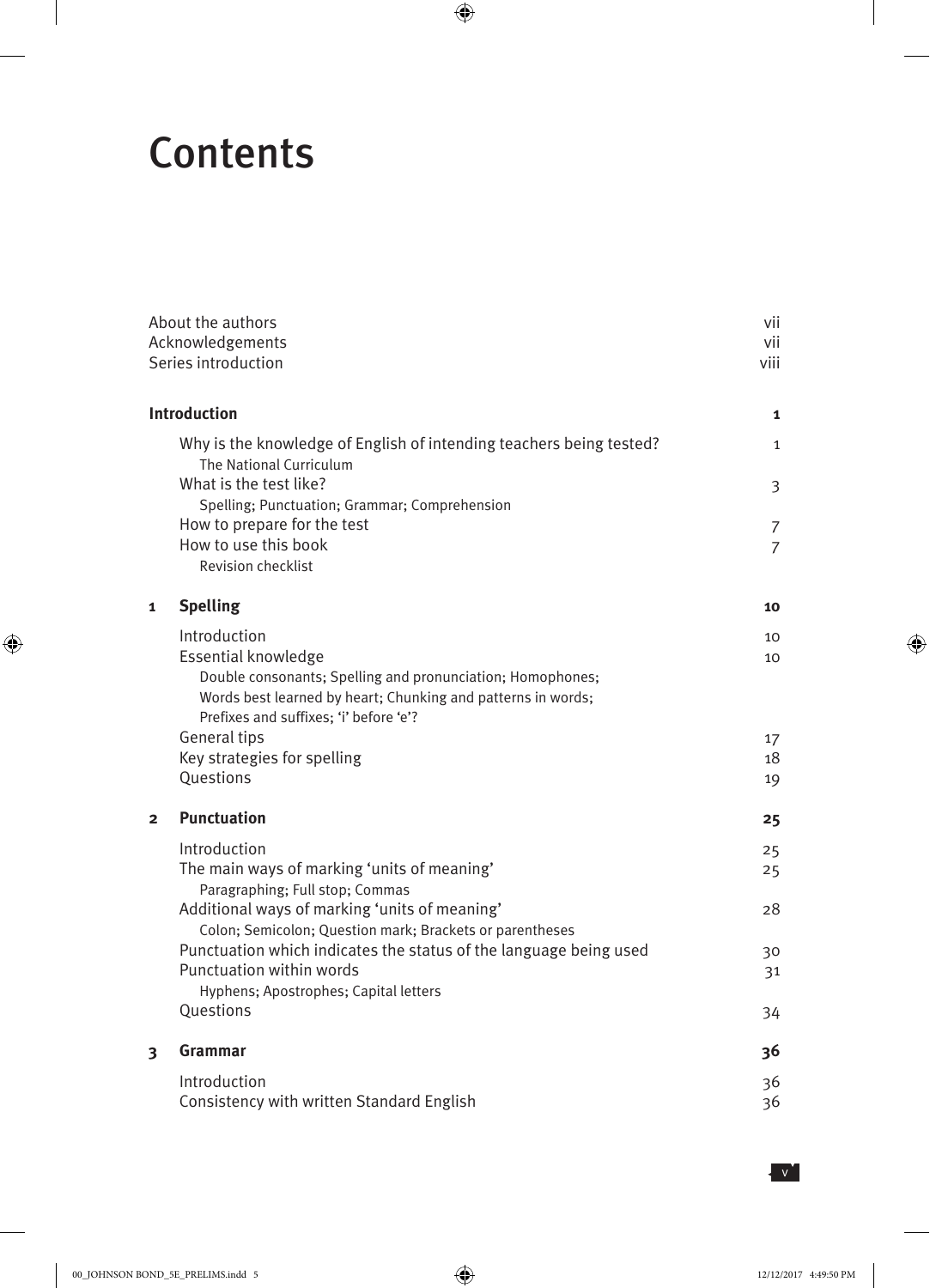# Contents

| | | |
|---|---|---|
| About the authors | | vii |
| Acknowledgements | | vii |
| Series introduction | | viii |
| **Introduction** | | **1** |
| | Why is the knowledge of English of intending teachers being tested? The National Curriculum | 1 |
| | What is the test like? Spelling; Punctuation; Grammar; Comprehension | 3 |
| | How to prepare for the test | 7 |
| | How to use this book Revision checklist | 7 |
| **1** | **Spelling** | **10** |
| | Introduction | 10 |
| | Essential knowledge Double consonants; Spelling and pronunciation; Homophones; Words best learned by heart; Chunking and patterns in words; Prefixes and suffixes; 'i' before 'e'? | 10 |
| | General tips | 17 |
| | Key strategies for spelling | 18 |
| | Questions | 19 |
| **2** | **Punctuation** | **25** |
| | Introduction | 25 |
| | The main ways of marking 'units of meaning' Paragraphing; Full stop; Commas | 25 |
| | Additional ways of marking 'units of meaning' Colon; Semicolon; Question mark; Brackets or parentheses | 28 |
| | Punctuation which indicates the status of the language being used | 30 |
| | Punctuation within words Hyphens; Apostrophes; Capital letters | 31 |
| | Questions | 34 |
| **3** | **Grammar** | **36** |
| | Introduction | 36 |
| | Consistency with written Standard English | 36 |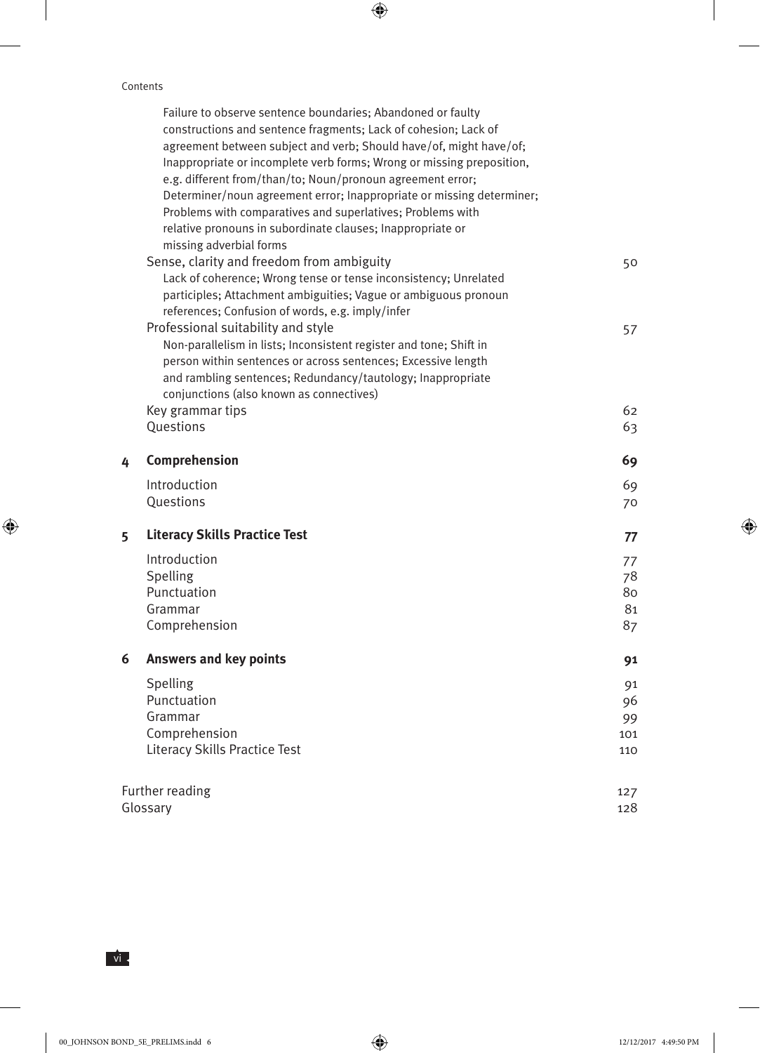Failure to observe sentence boundaries; Abandoned or faulty constructions and sentence fragments; Lack of cohesion; Lack of agreement between subject and verb; Should have/of, might have/of; Inappropriate or incomplete verb forms; Wrong or missing preposition, e.g. different from/than/to; Noun/pronoun agreement error; Determiner/noun agreement error; Inappropriate or missing determiner; Problems with comparatives and superlatives; Problems with relative pronouns in subordinate clauses; Inappropriate or missing adverbial forms

| | | |
|---|---|---|
| | Sense, clarity and freedom from ambiguity | 50 |
| | Lack of coherence; Wrong tense or tense inconsistency; Unrelated participles; Attachment ambiguities; Vague or ambiguous pronoun references; Confusion of words, e.g. imply/infer | |
| | Professional suitability and style | 57 |
| | Non-parallelism in lists; Inconsistent register and tone; Shift in person within sentences or across sentences; Excessive length and rambling sentences; Redundancy/tautology; Inappropriate conjunctions (also known as connectives) | |
| | Key grammar tips | 62 |
| | Questions | 63 |
| **4** | **Comprehension** | **69** |
| | Introduction | 69 |
| | Questions | 70 |
| **5** | **Literacy Skills Practice Test** | **77** |
| | Introduction | 77 |
| | Spelling | 78 |
| | Punctuation | 80 |
| | Grammar | 81 |
| | Comprehension | 87 |
| **6** | **Answers and key points** | **91** |
| | Spelling | 91 |
| | Punctuation | 96 |
| | Grammar | 99 |
| | Comprehension | 101 |
| | Literacy Skills Practice Test | 110 |
| | Further reading | 127 |
| | Glossary | 128 |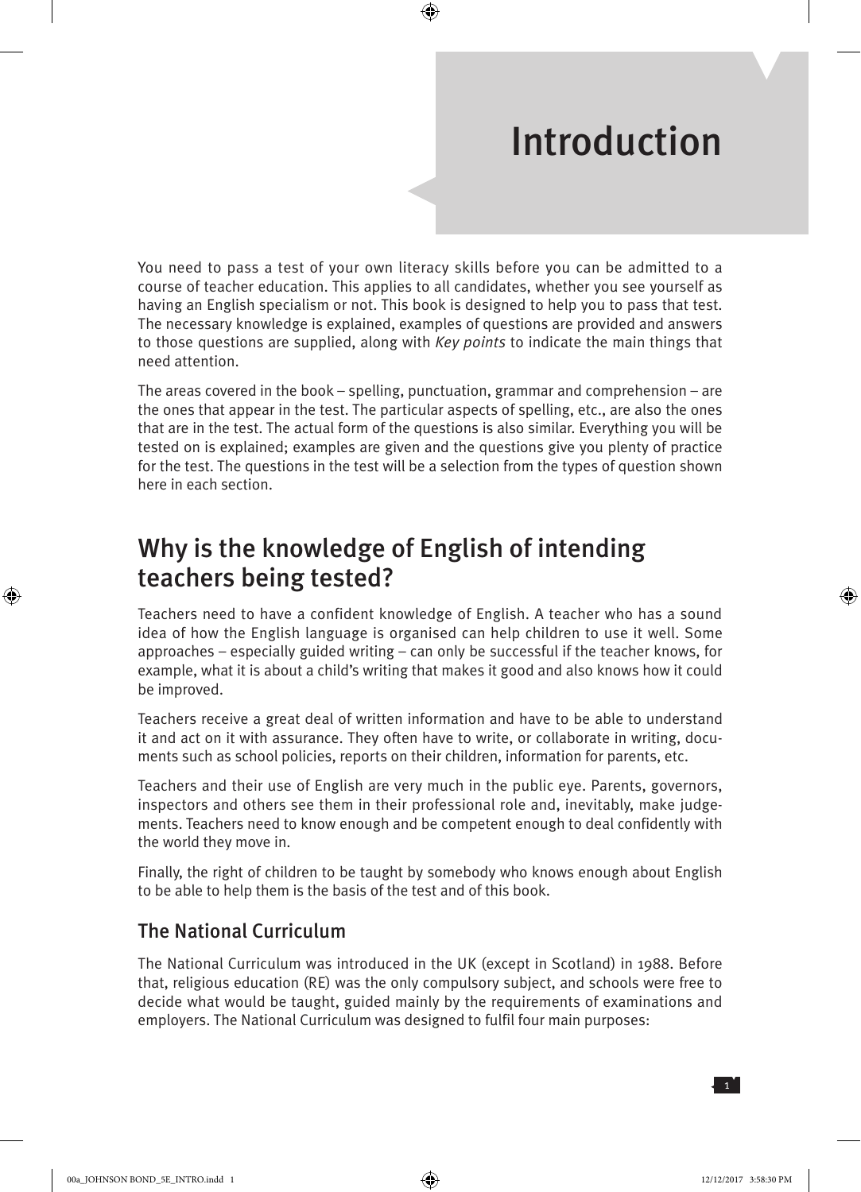# Introduction

You need to pass a test of your own literacy skills before you can be admitted to a course of teacher education. This applies to all candidates, whether you see yourself as having an English specialism or not. This book is designed to help you to pass that test. The necessary knowledge is explained, examples of questions are provided and answers to those questions are supplied, along with *Key points* to indicate the main things that need attention.

The areas covered in the book – spelling, punctuation, grammar and comprehension – are the ones that appear in the test. The particular aspects of spelling, etc., are also the ones that are in the test. The actual form of the questions is also similar. Everything you will be tested on is explained; examples are given and the questions give you plenty of practice for the test. The questions in the test will be a selection from the types of question shown here in each section.

## Why is the knowledge of English of intending teachers being tested?

Teachers need to have a confident knowledge of English. A teacher who has a sound idea of how the English language is organised can help children to use it well. Some approaches – especially guided writing – can only be successful if the teacher knows, for example, what it is about a child's writing that makes it good and also knows how it could be improved.

Teachers receive a great deal of written information and have to be able to understand it and act on it with assurance. They often have to write, or collaborate in writing, documents such as school policies, reports on their children, information for parents, etc.

Teachers and their use of English are very much in the public eye. Parents, governors, inspectors and others see them in their professional role and, inevitably, make judgements. Teachers need to know enough and be competent enough to deal confidently with the world they move in.

Finally, the right of children to be taught by somebody who knows enough about English to be able to help them is the basis of the test and of this book.

### The National Curriculum

The National Curriculum was introduced in the UK (except in Scotland) in 1988. Before that, religious education (RE) was the only compulsory subject, and schools were free to decide what would be taught, guided mainly by the requirements of examinations and employers. The National Curriculum was designed to fulfil four main purposes: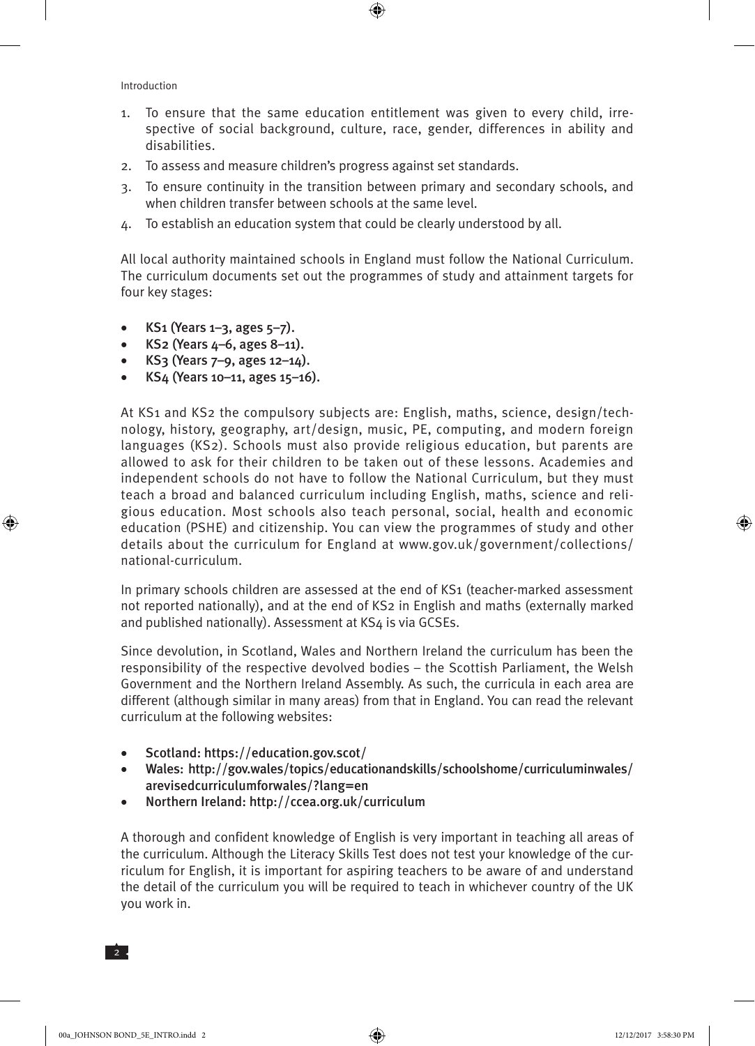1. To ensure that the same education entitlement was given to every child, irrespective of social background, culture, race, gender, differences in ability and disabilities.
2. To assess and measure children's progress against set standards.
3. To ensure continuity in the transition between primary and secondary schools, and when children transfer between schools at the same level.
4. To establish an education system that could be clearly understood by all.

All local authority maintained schools in England must follow the National Curriculum. The curriculum documents set out the programmes of study and attainment targets for four key stages:

- KS1 (Years 1–3, ages 5–7).
- KS2 (Years 4–6, ages 8–11).
- KS3 (Years 7–9, ages 12–14).
- KS4 (Years 10–11, ages 15–16).

At KS1 and KS2 the compulsory subjects are: English, maths, science, design/technology, history, geography, art/design, music, PE, computing, and modern foreign languages (KS2). Schools must also provide religious education, but parents are allowed to ask for their children to be taken out of these lessons. Academies and independent schools do not have to follow the National Curriculum, but they must teach a broad and balanced curriculum including English, maths, science and religious education. Most schools also teach personal, social, health and economic education (PSHE) and citizenship. You can view the programmes of study and other details about the curriculum for England at www.gov.uk/government/collections/national-curriculum.

In primary schools children are assessed at the end of KS1 (teacher-marked assessment not reported nationally), and at the end of KS2 in English and maths (externally marked and published nationally). Assessment at KS4 is via GCSEs.

Since devolution, in Scotland, Wales and Northern Ireland the curriculum has been the responsibility of the respective devolved bodies – the Scottish Parliament, the Welsh Government and the Northern Ireland Assembly. As such, the curricula in each area are different (although similar in many areas) from that in England. You can read the relevant curriculum at the following websites:

- Scotland: https://education.gov.scot/
- Wales: http://gov.wales/topics/educationandskills/schoolshome/curriculuminwales/arevisedcurriculumforwales/?lang=en
- Northern Ireland: http://ccea.org.uk/curriculum

A thorough and confident knowledge of English is very important in teaching all areas of the curriculum. Although the Literacy Skills Test does not test your knowledge of the curriculum for English, it is important for aspiring teachers to be aware of and understand the detail of the curriculum you will be required to teach in whichever country of the UK you work in.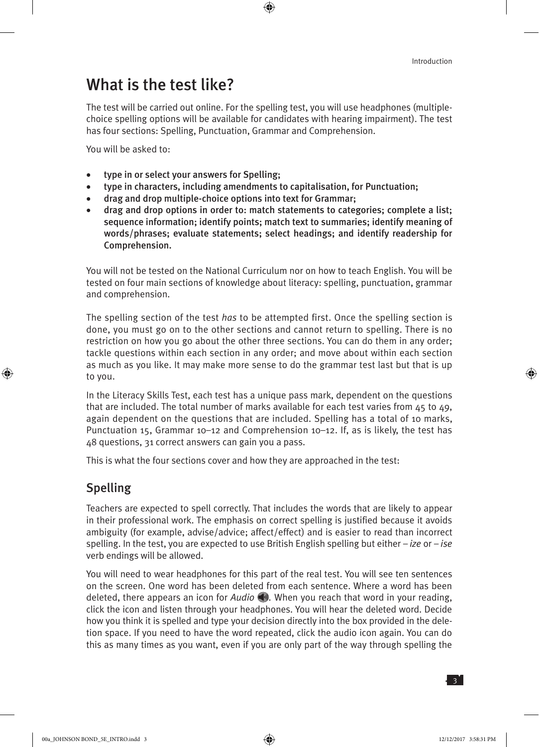# What is the test like?

The test will be carried out online. For the spelling test, you will use headphones (multiple-choice spelling options will be available for candidates with hearing impairment). The test has four sections: Spelling, Punctuation, Grammar and Comprehension.

You will be asked to:

- type in or select your answers for Spelling;
- type in characters, including amendments to capitalisation, for Punctuation;
- drag and drop multiple-choice options into text for Grammar;
- drag and drop options in order to: match statements to categories; complete a list; sequence information; identify points; match text to summaries; identify meaning of words/phrases; evaluate statements; select headings; and identify readership for Comprehension.

You will not be tested on the National Curriculum nor on how to teach English. You will be tested on four main sections of knowledge about literacy: spelling, punctuation, grammar and comprehension.

The spelling section of the test *has* to be attempted first. Once the spelling section is done, you must go on to the other sections and cannot return to spelling. There is no restriction on how you go about the other three sections. You can do them in any order; tackle questions within each section in any order; and move about within each section as much as you like. It may make more sense to do the grammar test last but that is up to you.

In the Literacy Skills Test, each test has a unique pass mark, dependent on the questions that are included. The total number of marks available for each test varies from 45 to 49, again dependent on the questions that are included. Spelling has a total of 10 marks, Punctuation 15, Grammar 10–12 and Comprehension 10–12. If, as is likely, the test has 48 questions, 31 correct answers can gain you a pass.

This is what the four sections cover and how they are approached in the test:

## Spelling

Teachers are expected to spell correctly. That includes the words that are likely to appear in their professional work. The emphasis on correct spelling is justified because it avoids ambiguity (for example, advise/advice; affect/effect) and is easier to read than incorrect spelling. In the test, you are expected to use British English spelling but either *– ize* or *– ise* verb endings will be allowed.

You will need to wear headphones for this part of the real test. You will see ten sentences on the screen. One word has been deleted from each sentence. Where a word has been deleted, there appears an icon for *Audio* 🔊. When you reach that word in your reading, click the icon and listen through your headphones. You will hear the deleted word. Decide how you think it is spelled and type your decision directly into the box provided in the deletion space. If you need to have the word repeated, click the audio icon again. You can do this as many times as you want, even if you are only part of the way through spelling the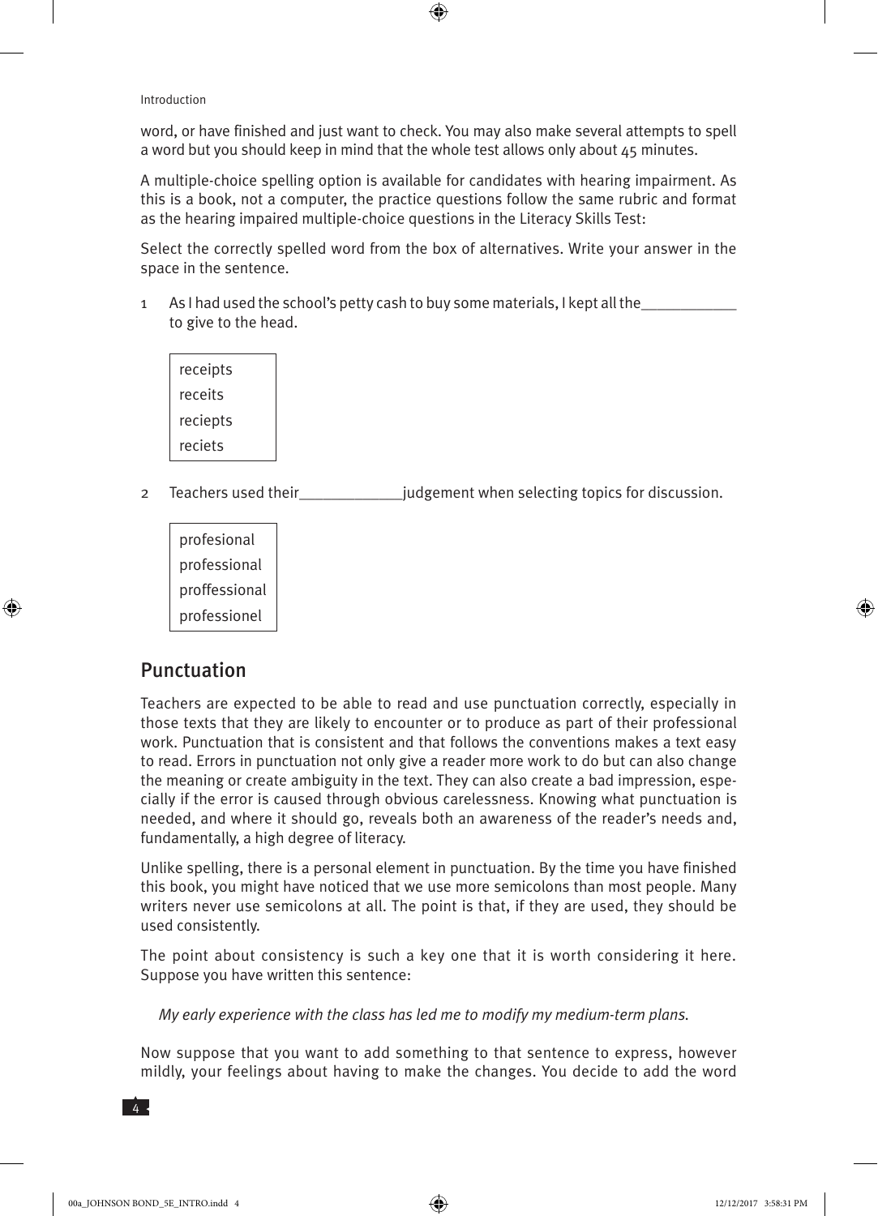word, or have finished and just want to check. You may also make several attempts to spell a word but you should keep in mind that the whole test allows only about 45 minutes.

A multiple-choice spelling option is available for candidates with hearing impairment. As this is a book, not a computer, the practice questions follow the same rubric and format as the hearing impaired multiple-choice questions in the Literacy Skills Test:

Select the correctly spelled word from the box of alternatives. Write your answer in the space in the sentence.

1 As I had used the school's petty cash to buy some materials, I kept all the\_\_\_\_\_\_\_\_\_\_\_\_ to give to the head.

| |
|---|
| receipts |
| receits |
| reciepts |
| reciets |

2 Teachers used their\_\_\_\_\_\_\_\_\_\_\_\_\_judgement when selecting topics for discussion.

| |
|---|
| profesional |
| professional |
| proffessional |
| professionel |

## Punctuation

Teachers are expected to be able to read and use punctuation correctly, especially in those texts that they are likely to encounter or to produce as part of their professional work. Punctuation that is consistent and that follows the conventions makes a text easy to read. Errors in punctuation not only give a reader more work to do but can also change the meaning or create ambiguity in the text. They can also create a bad impression, especially if the error is caused through obvious carelessness. Knowing what punctuation is needed, and where it should go, reveals both an awareness of the reader's needs and, fundamentally, a high degree of literacy.

Unlike spelling, there is a personal element in punctuation. By the time you have finished this book, you might have noticed that we use more semicolons than most people. Many writers never use semicolons at all. The point is that, if they are used, they should be used consistently.

The point about consistency is such a key one that it is worth considering it here. Suppose you have written this sentence:

*My early experience with the class has led me to modify my medium-term plans.*

Now suppose that you want to add something to that sentence to express, however mildly, your feelings about having to make the changes. You decide to add the word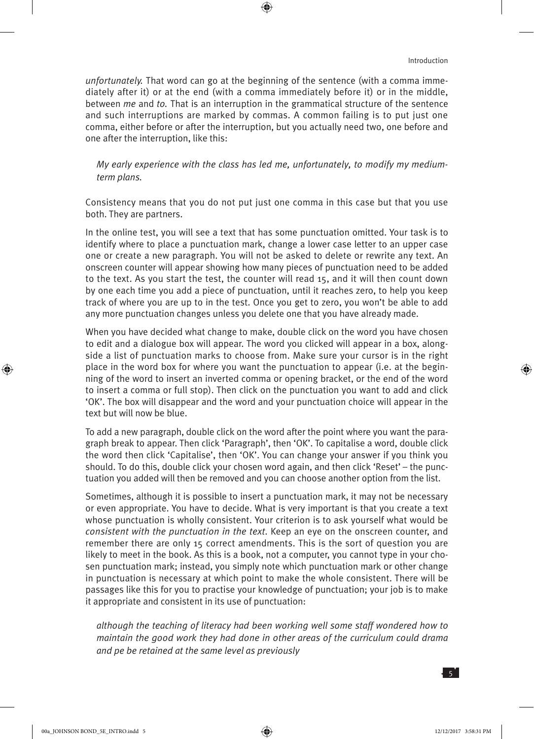*unfortunately.* That word can go at the beginning of the sentence (with a comma immediately after it) or at the end (with a comma immediately before it) or in the middle, between *me* and *to.* That is an interruption in the grammatical structure of the sentence and such interruptions are marked by commas. A common failing is to put just one comma, either before or after the interruption, but you actually need two, one before and one after the interruption, like this:

> *My early experience with the class has led me, unfortunately, to modify my medium-term plans.*

Consistency means that you do not put just one comma in this case but that you use both. They are partners.

In the online test, you will see a text that has some punctuation omitted. Your task is to identify where to place a punctuation mark, change a lower case letter to an upper case one or create a new paragraph. You will not be asked to delete or rewrite any text. An onscreen counter will appear showing how many pieces of punctuation need to be added to the text. As you start the test, the counter will read 15, and it will then count down by one each time you add a piece of punctuation, until it reaches zero, to help you keep track of where you are up to in the test. Once you get to zero, you won't be able to add any more punctuation changes unless you delete one that you have already made.

When you have decided what change to make, double click on the word you have chosen to edit and a dialogue box will appear. The word you clicked will appear in a box, alongside a list of punctuation marks to choose from. Make sure your cursor is in the right place in the word box for where you want the punctuation to appear (i.e. at the beginning of the word to insert an inverted comma or opening bracket, or the end of the word to insert a comma or full stop). Then click on the punctuation you want to add and click 'OK'. The box will disappear and the word and your punctuation choice will appear in the text but will now be blue.

To add a new paragraph, double click on the word after the point where you want the paragraph break to appear. Then click 'Paragraph', then 'OK'. To capitalise a word, double click the word then click 'Capitalise', then 'OK'. You can change your answer if you think you should. To do this, double click your chosen word again, and then click 'Reset' – the punctuation you added will then be removed and you can choose another option from the list.

Sometimes, although it is possible to insert a punctuation mark, it may not be necessary or even appropriate. You have to decide. What is very important is that you create a text whose punctuation is wholly consistent. Your criterion is to ask yourself what would be *consistent with the punctuation in the text.* Keep an eye on the onscreen counter, and remember there are only 15 correct amendments. This is the sort of question you are likely to meet in the book. As this is a book, not a computer, you cannot type in your chosen punctuation mark; instead, you simply note which punctuation mark or other change in punctuation is necessary at which point to make the whole consistent. There will be passages like this for you to practise your knowledge of punctuation; your job is to make it appropriate and consistent in its use of punctuation:

> *although the teaching of literacy had been working well some staff wondered how to maintain the good work they had done in other areas of the curriculum could drama and pe be retained at the same level as previously*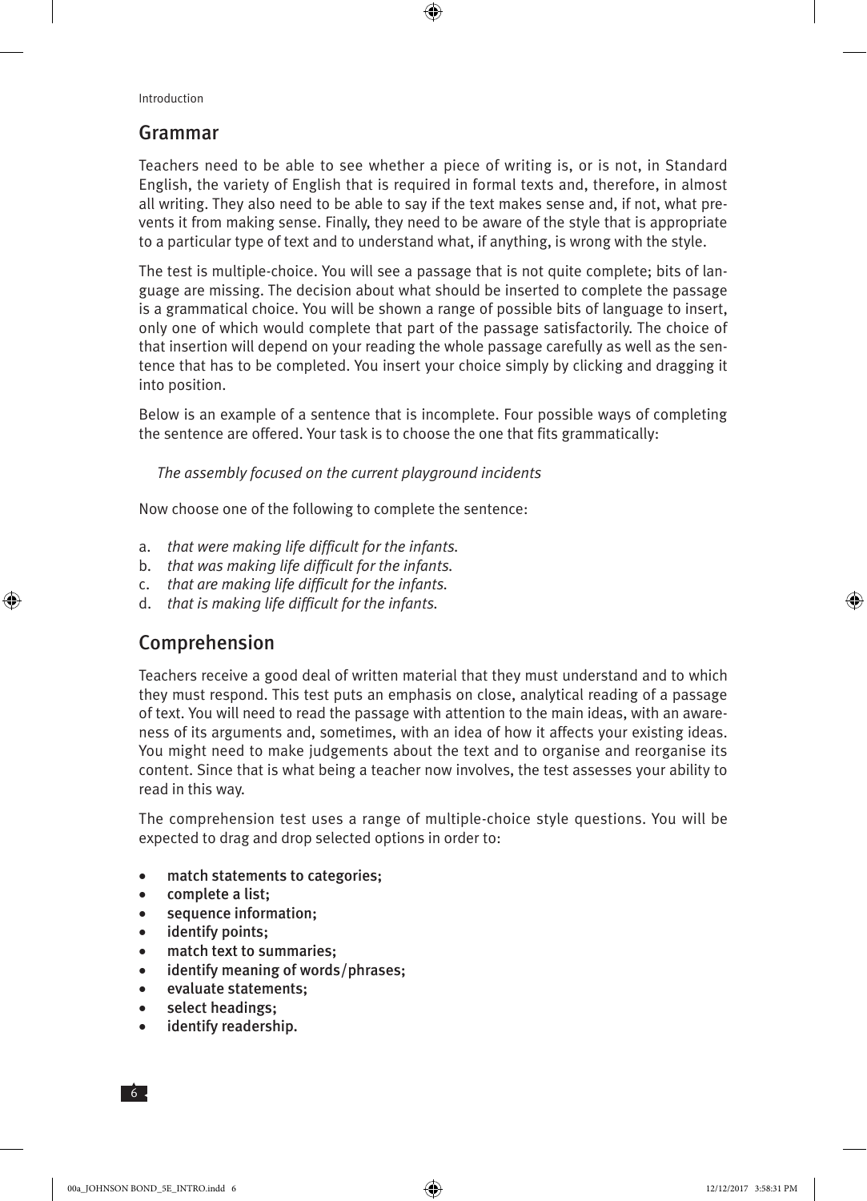## Grammar

Teachers need to be able to see whether a piece of writing is, or is not, in Standard English, the variety of English that is required in formal texts and, therefore, in almost all writing. They also need to be able to say if the text makes sense and, if not, what prevents it from making sense. Finally, they need to be aware of the style that is appropriate to a particular type of text and to understand what, if anything, is wrong with the style.

The test is multiple-choice. You will see a passage that is not quite complete; bits of language are missing. The decision about what should be inserted to complete the passage is a grammatical choice. You will be shown a range of possible bits of language to insert, only one of which would complete that part of the passage satisfactorily. The choice of that insertion will depend on your reading the whole passage carefully as well as the sentence that has to be completed. You insert your choice simply by clicking and dragging it into position.

Below is an example of a sentence that is incomplete. Four possible ways of completing the sentence are offered. Your task is to choose the one that fits grammatically:

*The assembly focused on the current playground incidents*

Now choose one of the following to complete the sentence:

a. *that were making life difficult for the infants.*
b. *that was making life difficult for the infants.*
c. *that are making life difficult for the infants.*
d. *that is making life difficult for the infants.*

## Comprehension

Teachers receive a good deal of written material that they must understand and to which they must respond. This test puts an emphasis on close, analytical reading of a passage of text. You will need to read the passage with attention to the main ideas, with an awareness of its arguments and, sometimes, with an idea of how it affects your existing ideas. You might need to make judgements about the text and to organise and reorganise its content. Since that is what being a teacher now involves, the test assesses your ability to read in this way.

The comprehension test uses a range of multiple-choice style questions. You will be expected to drag and drop selected options in order to:

- **match statements to categories;**
- **complete a list;**
- **sequence information;**
- **identify points;**
- **match text to summaries;**
- **identify meaning of words/phrases;**
- **evaluate statements;**
- **select headings;**
- **identify readership.**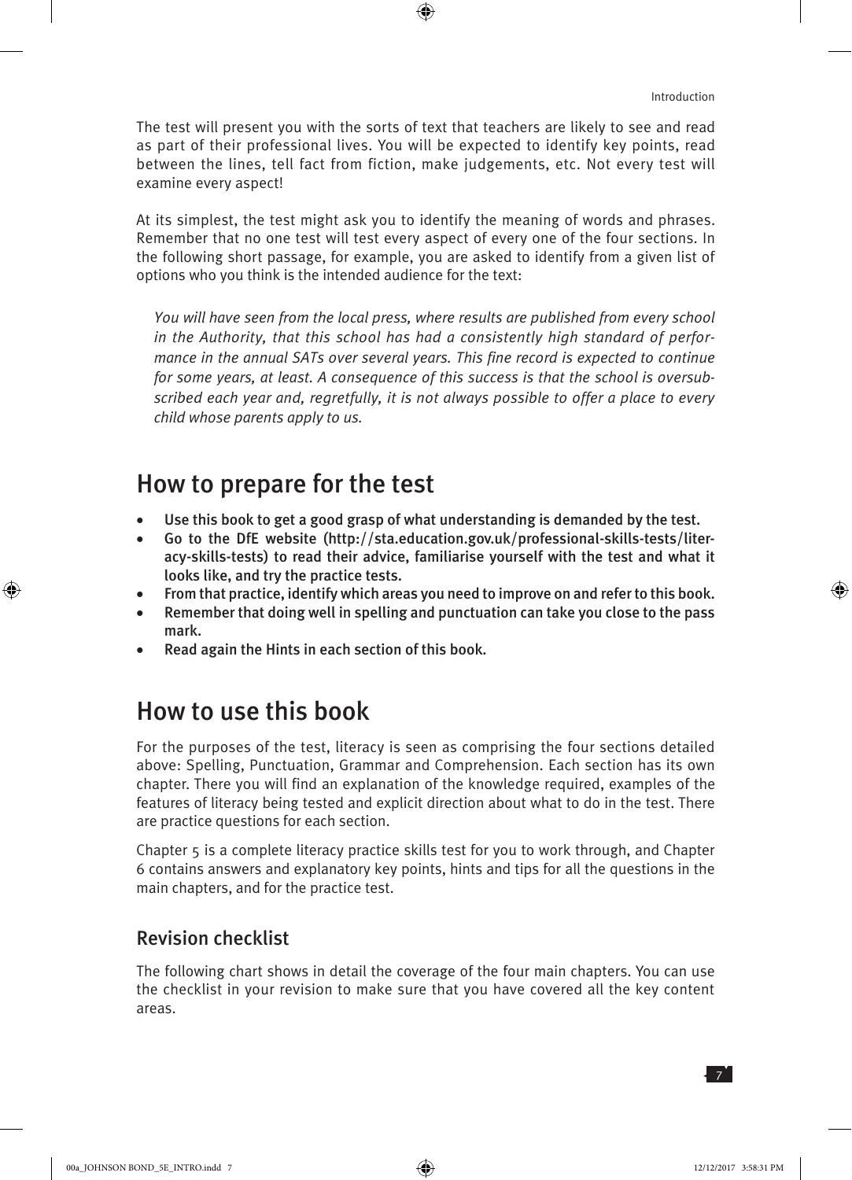The test will present you with the sorts of text that teachers are likely to see and read as part of their professional lives. You will be expected to identify key points, read between the lines, tell fact from fiction, make judgements, etc. Not every test will examine every aspect!

At its simplest, the test might ask you to identify the meaning of words and phrases. Remember that no one test will test every aspect of every one of the four sections. In the following short passage, for example, you are asked to identify from a given list of options who you think is the intended audience for the text:

*You will have seen from the local press, where results are published from every school in the Authority, that this school has had a consistently high standard of performance in the annual SATs over several years. This fine record is expected to continue for some years, at least. A consequence of this success is that the school is oversubscribed each year and, regretfully, it is not always possible to offer a place to every child whose parents apply to us.*

## How to prepare for the test

- **Use this book to get a good grasp of what understanding is demanded by the test.**
- **Go to the DfE website (http://sta.education.gov.uk/professional-skills-tests/literacy-skills-tests) to read their advice, familiarise yourself with the test and what it looks like, and try the practice tests.**
- **From that practice, identify which areas you need to improve on and refer to this book.**
- **Remember that doing well in spelling and punctuation can take you close to the pass mark.**
- **Read again the Hints in each section of this book.**

## How to use this book

For the purposes of the test, literacy is seen as comprising the four sections detailed above: Spelling, Punctuation, Grammar and Comprehension. Each section has its own chapter. There you will find an explanation of the knowledge required, examples of the features of literacy being tested and explicit direction about what to do in the test. There are practice questions for each section.

Chapter 5 is a complete literacy practice skills test for you to work through, and Chapter 6 contains answers and explanatory key points, hints and tips for all the questions in the main chapters, and for the practice test.

### Revision checklist

The following chart shows in detail the coverage of the four main chapters. You can use the checklist in your revision to make sure that you have covered all the key content areas.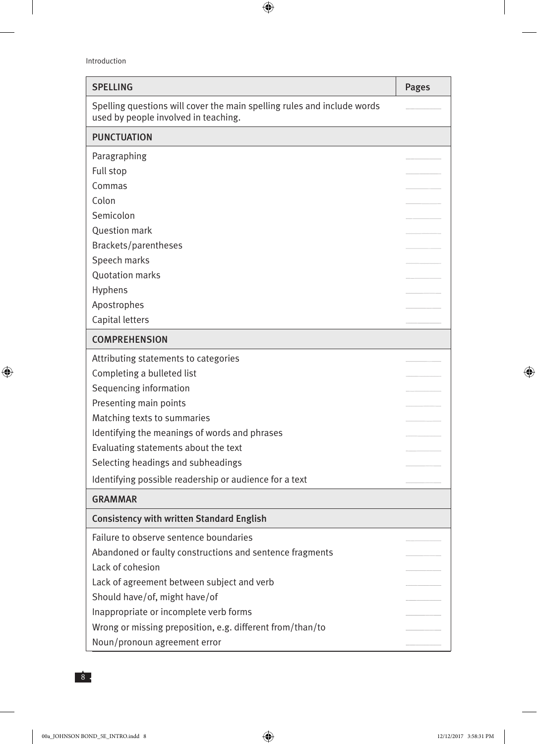| SPELLING | Pages |
| --- | --- |
| Spelling questions will cover the main spelling rules and include words used by people involved in teaching. | |
| **PUNCTUATION** | |
| Paragraphing | |
| Full stop | |
| Commas | |
| Colon | |
| Semicolon | |
| Question mark | |
| Brackets/parentheses | |
| Speech marks | |
| Quotation marks | |
| Hyphens | |
| Apostrophes | |
| Capital letters | |
| **COMPREHENSION** | |
| Attributing statements to categories | |
| Completing a bulleted list | |
| Sequencing information | |
| Presenting main points | |
| Matching texts to summaries | |
| Identifying the meanings of words and phrases | |
| Evaluating statements about the text | |
| Selecting headings and subheadings | |
| Identifying possible readership or audience for a text | |
| **GRAMMAR** | |
| **Consistency with written Standard English** | |
| Failure to observe sentence boundaries | |
| Abandoned or faulty constructions and sentence fragments | |
| Lack of cohesion | |
| Lack of agreement between subject and verb | |
| Should have/of, might have/of | |
| Inappropriate or incomplete verb forms | |
| Wrong or missing preposition, e.g. different from/than/to | |
| Noun/pronoun agreement error | |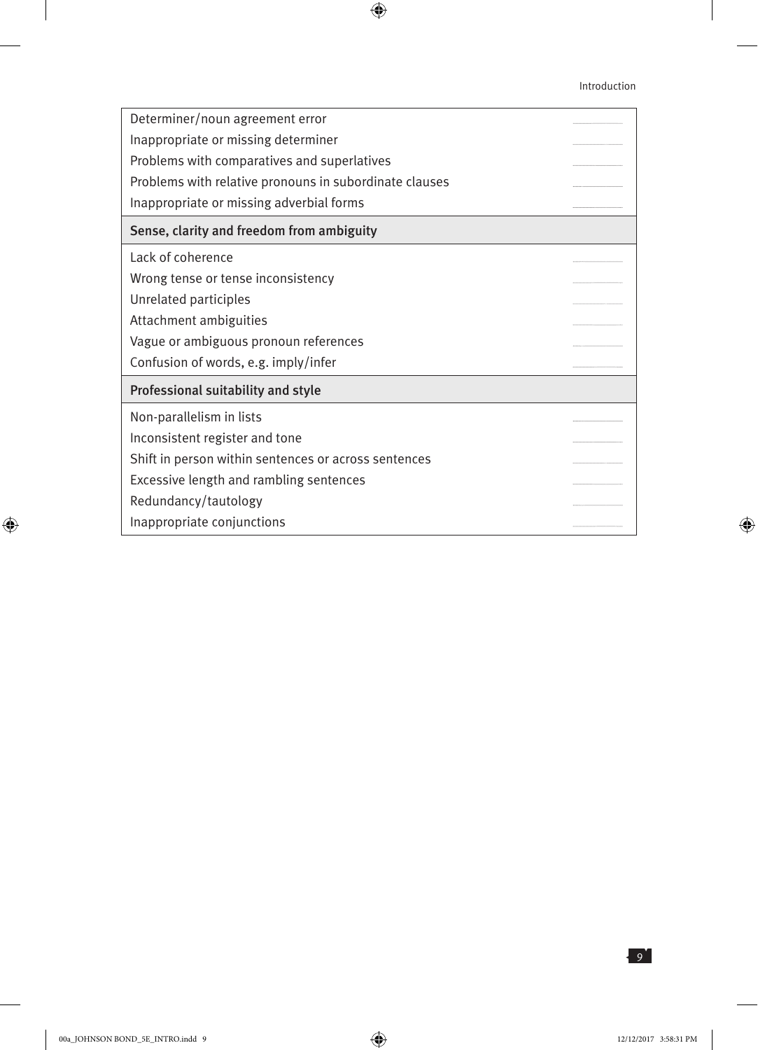| | |
|---|---|
| Determiner/noun agreement error | |
| Inappropriate or missing determiner | |
| Problems with comparatives and superlatives | |
| Problems with relative pronouns in subordinate clauses | |
| Inappropriate or missing adverbial forms | |
| **Sense, clarity and freedom from ambiguity** | |
| Lack of coherence | |
| Wrong tense or tense inconsistency | |
| Unrelated participles | |
| Attachment ambiguities | |
| Vague or ambiguous pronoun references | |
| Confusion of words, e.g. imply/infer | |
| **Professional suitability and style** | |
| Non-parallelism in lists | |
| Inconsistent register and tone | |
| Shift in person within sentences or across sentences | |
| Excessive length and rambling sentences | |
| Redundancy/tautology | |
| Inappropriate conjunctions | |